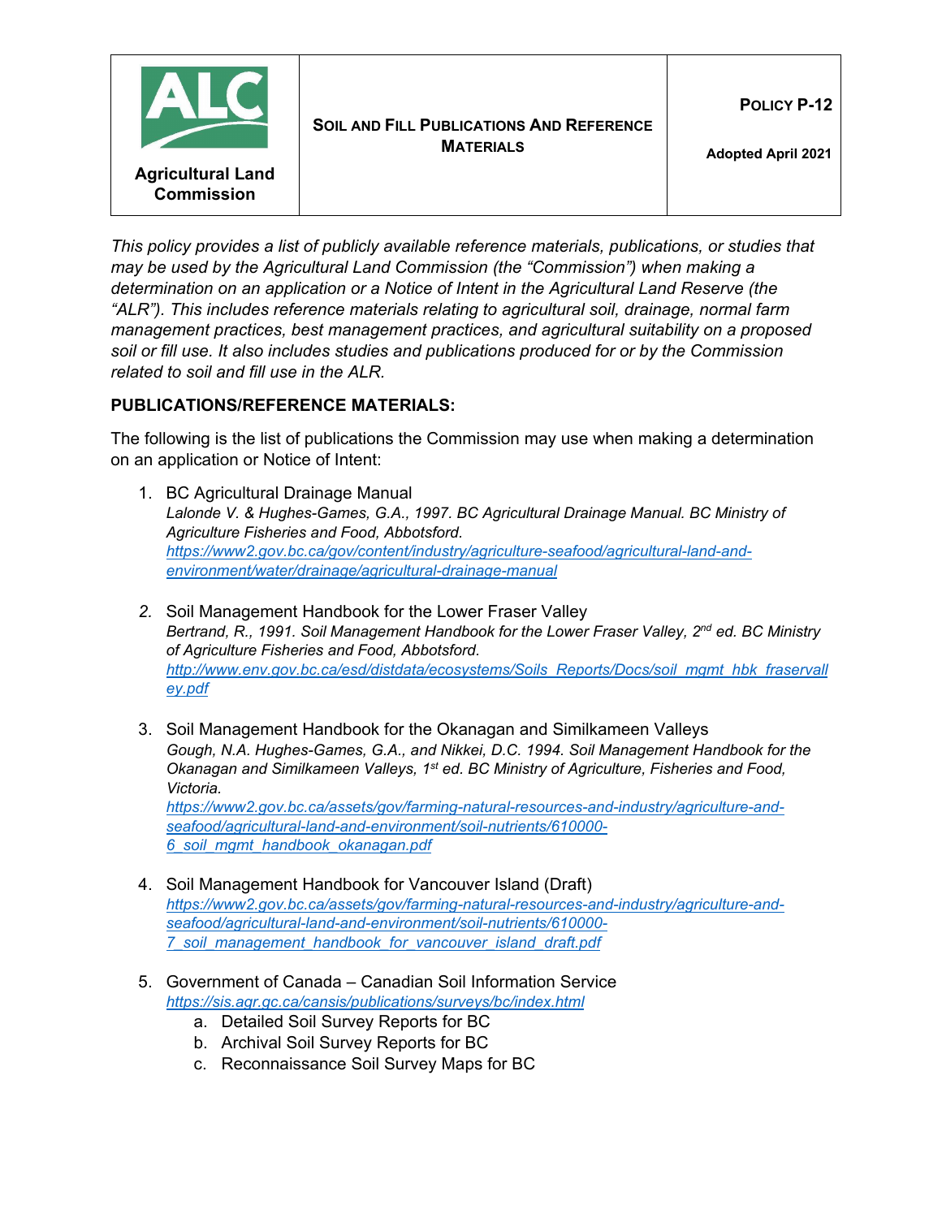| Agricultural Land Commission | **SOIL AND FILL PUBLICATIONS AND REFERENCE MATERIALS** | **POLICY P-12**<br><br>**Adopted April 2021** |
|---|---|---|

*This policy provides a list of publicly available reference materials, publications, or studies that may be used by the Agricultural Land Commission (the "Commission") when making a determination on an application or a Notice of Intent in the Agricultural Land Reserve (the "ALR"). This includes reference materials relating to agricultural soil, drainage, normal farm management practices, best management practices, and agricultural suitability on a proposed soil or fill use. It also includes studies and publications produced for or by the Commission related to soil and fill use in the ALR.*

## PUBLICATIONS/REFERENCE MATERIALS:

The following is the list of publications the Commission may use when making a determination on an application or Notice of Intent:

1. BC Agricultural Drainage Manual
   *Lalonde V. & Hughes-Games, G.A., 1997. BC Agricultural Drainage Manual. BC Ministry of Agriculture Fisheries and Food, Abbotsford.*
   *https://www2.gov.bc.ca/gov/content/industry/agriculture-seafood/agricultural-land-and-environment/water/drainage/agricultural-drainage-manual*

2. Soil Management Handbook for the Lower Fraser Valley
   *Bertrand, R., 1991. Soil Management Handbook for the Lower Fraser Valley, 2nd ed. BC Ministry of Agriculture Fisheries and Food, Abbotsford.*
   *http://www.env.gov.bc.ca/esd/distdata/ecosystems/Soils_Reports/Docs/soil_mgmt_hbk_fraservalley.pdf*

3. Soil Management Handbook for the Okanagan and Similkameen Valleys
   *Gough, N.A. Hughes-Games, G.A., and Nikkei, D.C. 1994. Soil Management Handbook for the Okanagan and Similkameen Valleys, 1st ed. BC Ministry of Agriculture, Fisheries and Food, Victoria.*
   *https://www2.gov.bc.ca/assets/gov/farming-natural-resources-and-industry/agriculture-and-seafood/agricultural-land-and-environment/soil-nutrients/610000-6_soil_mgmt_handbook_okanagan.pdf*

4. Soil Management Handbook for Vancouver Island (Draft)
   *https://www2.gov.bc.ca/assets/gov/farming-natural-resources-and-industry/agriculture-and-seafood/agricultural-land-and-environment/soil-nutrients/610000-7_soil_management_handbook_for_vancouver_island_draft.pdf*

5. Government of Canada – Canadian Soil Information Service
   *https://sis.agr.gc.ca/cansis/publications/surveys/bc/index.html*
   a. Detailed Soil Survey Reports for BC
   b. Archival Soil Survey Reports for BC
   c. Reconnaissance Soil Survey Maps for BC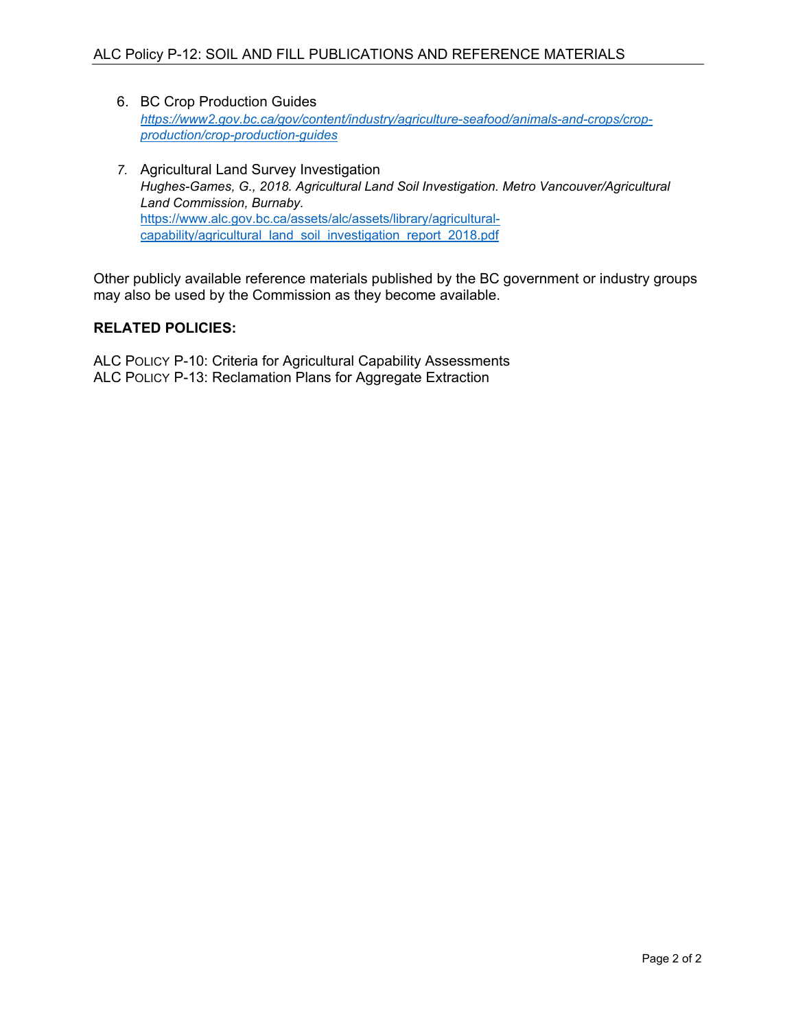6. BC Crop Production Guides
   *https://www2.gov.bc.ca/gov/content/industry/agriculture-seafood/animals-and-crops/crop-production/crop-production-guides*

7. Agricultural Land Survey Investigation
   *Hughes-Games, G., 2018. Agricultural Land Soil Investigation. Metro Vancouver/Agricultural Land Commission, Burnaby.*
   https://www.alc.gov.bc.ca/assets/alc/assets/library/agricultural-capability/agricultural_land_soil_investigation_report_2018.pdf

Other publicly available reference materials published by the BC government or industry groups may also be used by the Commission as they become available.

**RELATED POLICIES:**

ALC POLICY P-10: Criteria for Agricultural Capability Assessments
ALC POLICY P-13: Reclamation Plans for Aggregate Extraction